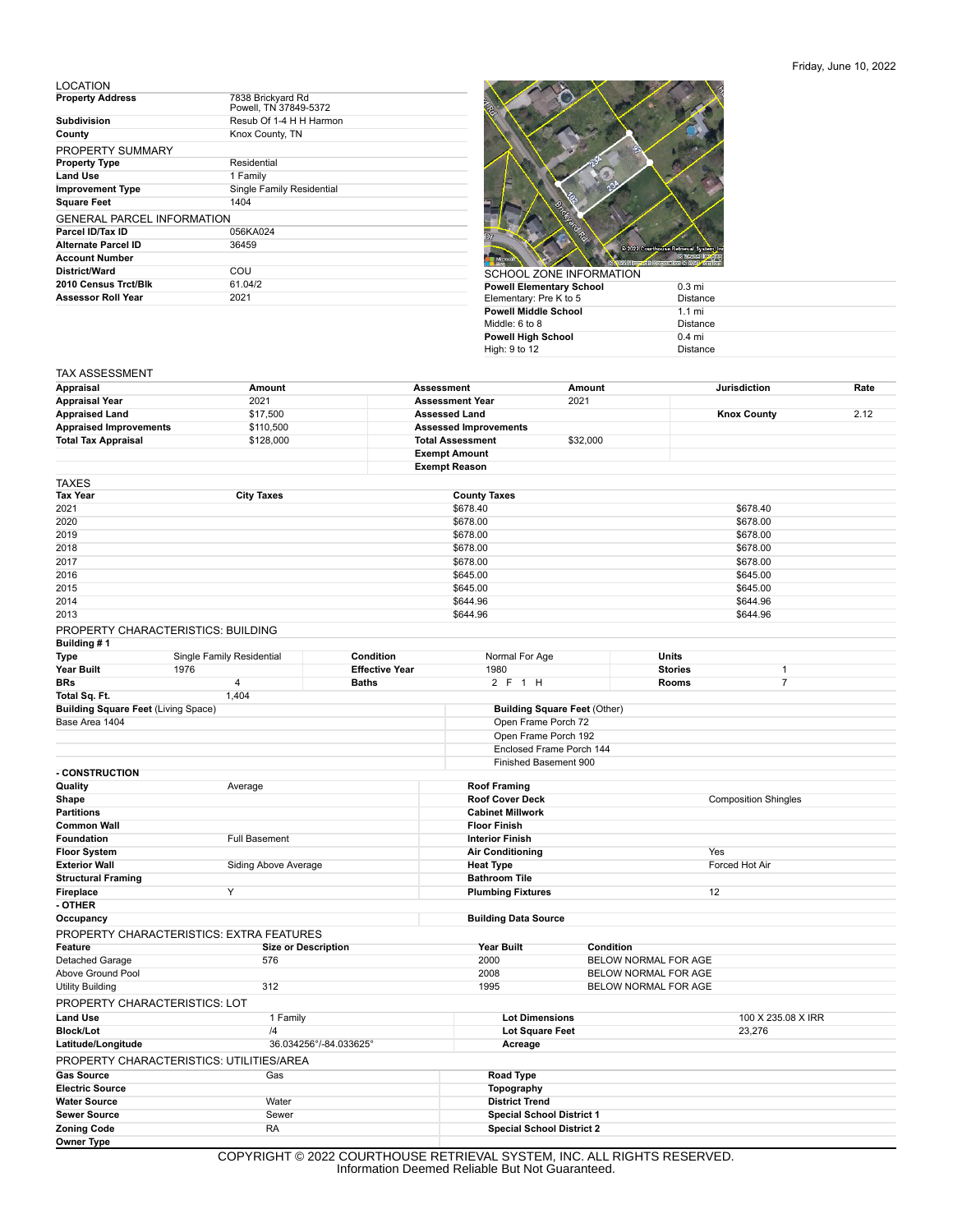Friday, June 10, 2022

## LOCATION

| | |
|---|---|
| **Property Address** | 7838 Brickyard Rd Powell, TN 37849-5372 |
| **Subdivision** | Resub Of 1-4 H H Harmon |
| **County** | Knox County, TN |

## PROPERTY SUMMARY

| | |
|---|---|
| **Property Type** | Residential |
| **Land Use** | 1 Family |
| **Improvement Type** | Single Family Residential |
| **Square Feet** | 1404 |

## GENERAL PARCEL INFORMATION

| | |
|---|---|
| **Parcel ID/Tax ID** | 056KA024 |
| **Alternate Parcel ID** | 36459 |
| **Account Number** | |
| **District/Ward** | COU |
| **2010 Census Trct/Blk** | 61.04/2 |
| **Assessor Roll Year** | 2021 |

## SCHOOL ZONE INFORMATION

| | |
|---|---|
| **Powell Elementary School** Elementary: Pre K to 5 | 0.3 mi Distance |
| **Powell Middle School** Middle: 6 to 8 | 1.1 mi Distance |
| **Powell High School** High: 9 to 12 | 0.4 mi Distance |

## TAX ASSESSMENT

| Appraisal | Amount | Assessment | Amount | Jurisdiction | Rate |
|---|---|---|---|---|---|
| **Appraisal Year** | 2021 | **Assessment Year** | 2021 | | |
| **Appraised Land** | $17,500 | **Assessed Land** | | **Knox County** | 2.12 |
| **Appraised Improvements** | $110,500 | **Assessed Improvements** | | | |
| **Total Tax Appraisal** | $128,000 | **Total Assessment** | $32,000 | | |
| | | **Exempt Amount** | | | |
| | | **Exempt Reason** | | | |

## TAXES

| Tax Year | City Taxes | County Taxes | |
|---|---|---|---|
| 2021 | | $678.40 | $678.40 |
| 2020 | | $678.00 | $678.00 |
| 2019 | | $678.00 | $678.00 |
| 2018 | | $678.00 | $678.00 |
| 2017 | | $678.00 | $678.00 |
| 2016 | | $645.00 | $645.00 |
| 2015 | | $645.00 | $645.00 |
| 2014 | | $644.96 | $644.96 |
| 2013 | | $644.96 | $644.96 |

## PROPERTY CHARACTERISTICS: BUILDING

**Building # 1**

| | | | | | |
|---|---|---|---|---|---|
| **Type** | Single Family Residential | **Condition** | Normal For Age | **Units** | |
| **Year Built** | 1976 | **Effective Year** | 1980 | **Stories** | 1 |
| **BRs** | 4 | **Baths** | 2 F 1 H | **Rooms** | 7 |
| **Total Sq. Ft.** | 1,404 | | | | |

| **Building Square Feet** (Living Space) | **Building Square Feet** (Other) |
|---|---|
| Base Area 1404 | Open Frame Porch 72 |
| | Open Frame Porch 192 |
| | Enclosed Frame Porch 144 |
| | Finished Basement 900 |

**- CONSTRUCTION**

| | | | |
|---|---|---|---|
| **Quality** | Average | **Roof Framing** | |
| **Shape** | | **Roof Cover Deck** | Composition Shingles |
| **Partitions** | | **Cabinet Millwork** | |
| **Common Wall** | | **Floor Finish** | |
| **Foundation** | Full Basement | **Interior Finish** | |
| **Floor System** | | **Air Conditioning** | Yes |
| **Exterior Wall** | Siding Above Average | **Heat Type** | Forced Hot Air |
| **Structural Framing** | | **Bathroom Tile** | |
| **Fireplace** | Y | **Plumbing Fixtures** | 12 |

**- OTHER**

| | | | |
|---|---|---|---|
| **Occupancy** | | **Building Data Source** | |

## PROPERTY CHARACTERISTICS: EXTRA FEATURES

| Feature | Size or Description | Year Built | Condition |
|---|---|---|---|
| Detached Garage | 576 | 2000 | BELOW NORMAL FOR AGE |
| Above Ground Pool | | 2008 | BELOW NORMAL FOR AGE |
| Utility Building | 312 | 1995 | BELOW NORMAL FOR AGE |

## PROPERTY CHARACTERISTICS: LOT

| | | | |
|---|---|---|---|
| **Land Use** | 1 Family | **Lot Dimensions** | 100 X 235.08 X IRR |
| **Block/Lot** | /4 | **Lot Square Feet** | 23,276 |
| **Latitude/Longitude** | 36.034256°/-84.033625° | **Acreage** | |

## PROPERTY CHARACTERISTICS: UTILITIES/AREA

| | | | |
|---|---|---|---|
| **Gas Source** | Gas | **Road Type** | |
| **Electric Source** | | **Topography** | |
| **Water Source** | Water | **District Trend** | |
| **Sewer Source** | Sewer | **Special School District 1** | |
| **Zoning Code** | RA | **Special School District 2** | |
| **Owner Type** | | | |

COPYRIGHT © 2022 COURTHOUSE RETRIEVAL SYSTEM, INC. ALL RIGHTS RESERVED.
Information Deemed Reliable But Not Guaranteed.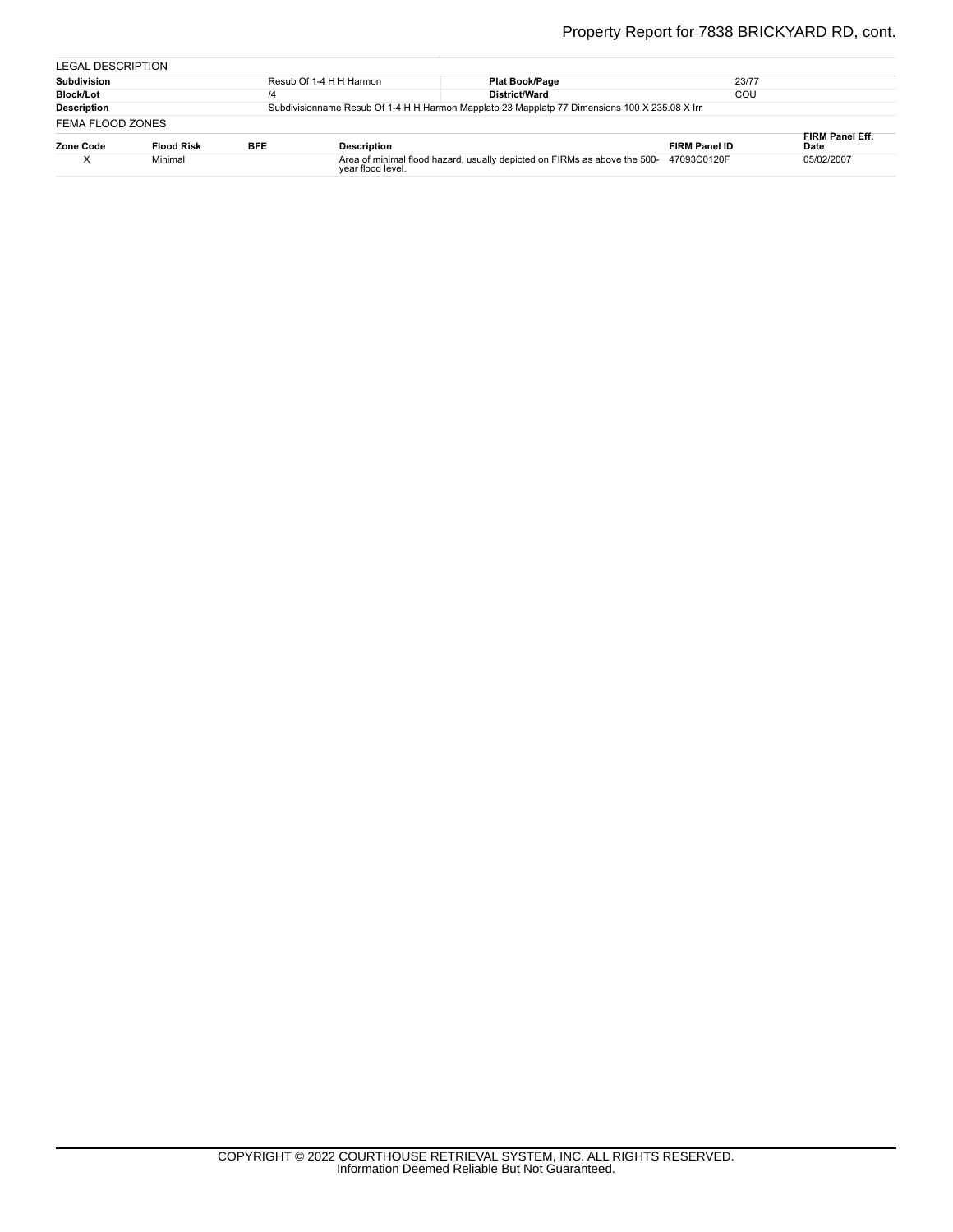## LEGAL DESCRIPTION

| | | | |
|---|---|---|---|
| **Subdivision** | Resub Of 1-4 H H Harmon | **Plat Book/Page** | 23/77 |
| **Block/Lot** | /4 | **District/Ward** | COU |
| **Description** | Subdivisionname Resub Of 1-4 H H Harmon Mapplatb 23 Mapplatp 77 Dimensions 100 X 235.08 X Irr | | |

## FEMA FLOOD ZONES

| Zone Code | Flood Risk | BFE | Description | FIRM Panel ID | FIRM Panel Eff. Date |
|---|---|---|---|---|---|
| X | Minimal | | Area of minimal flood hazard, usually depicted on FIRMs as above the 500-year flood level. | 47093C0120F | 05/02/2007 |

COPYRIGHT © 2022 COURTHOUSE RETRIEVAL SYSTEM, INC. ALL RIGHTS RESERVED.
Information Deemed Reliable But Not Guaranteed.